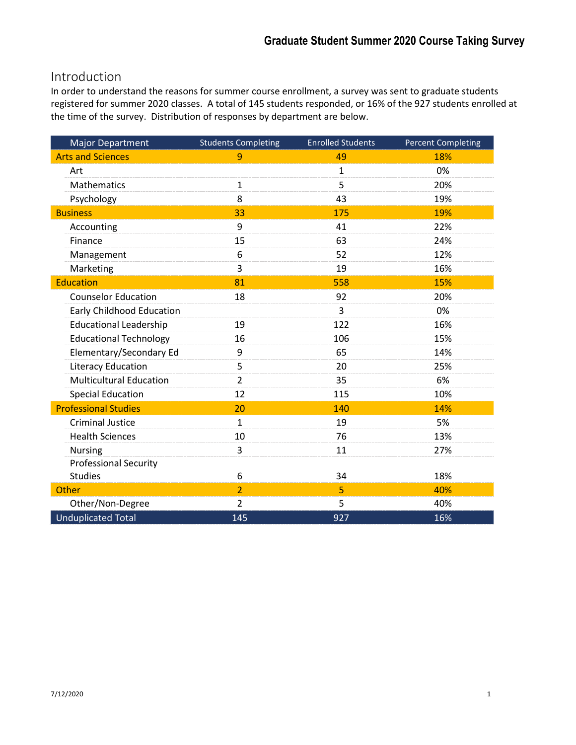# Graduate Student Summer 2020 Course Taking Survey

## Introduction

In order to understand the reasons for summer course enrollment, a survey was sent to graduate students registered for summer 2020 classes. A total of 145 students responded, or 16% of the 927 students enrolled at the time of the survey. Distribution of responses by department are below.

| Major Department | Students Completing | Enrolled Students | Percent Completing |
|---|---|---|---|
| **Arts and Sciences** | **9** | **49** | **18%** |
| Art | | 1 | 0% |
| Mathematics | 1 | 5 | 20% |
| Psychology | 8 | 43 | 19% |
| **Business** | **33** | **175** | **19%** |
| Accounting | 9 | 41 | 22% |
| Finance | 15 | 63 | 24% |
| Management | 6 | 52 | 12% |
| Marketing | 3 | 19 | 16% |
| **Education** | **81** | **558** | **15%** |
| Counselor Education | 18 | 92 | 20% |
| Early Childhood Education | | 3 | 0% |
| Educational Leadership | 19 | 122 | 16% |
| Educational Technology | 16 | 106 | 15% |
| Elementary/Secondary Ed | 9 | 65 | 14% |
| Literacy Education | 5 | 20 | 25% |
| Multicultural Education | 2 | 35 | 6% |
| Special Education | 12 | 115 | 10% |
| **Professional Studies** | **20** | **140** | **14%** |
| Criminal Justice | 1 | 19 | 5% |
| Health Sciences | 10 | 76 | 13% |
| Nursing | 3 | 11 | 27% |
| Professional Security Studies | 6 | 34 | 18% |
| **Other** | **2** | **5** | **40%** |
| Other/Non-Degree | 2 | 5 | 40% |
| **Unduplicated Total** | **145** | **927** | **16%** |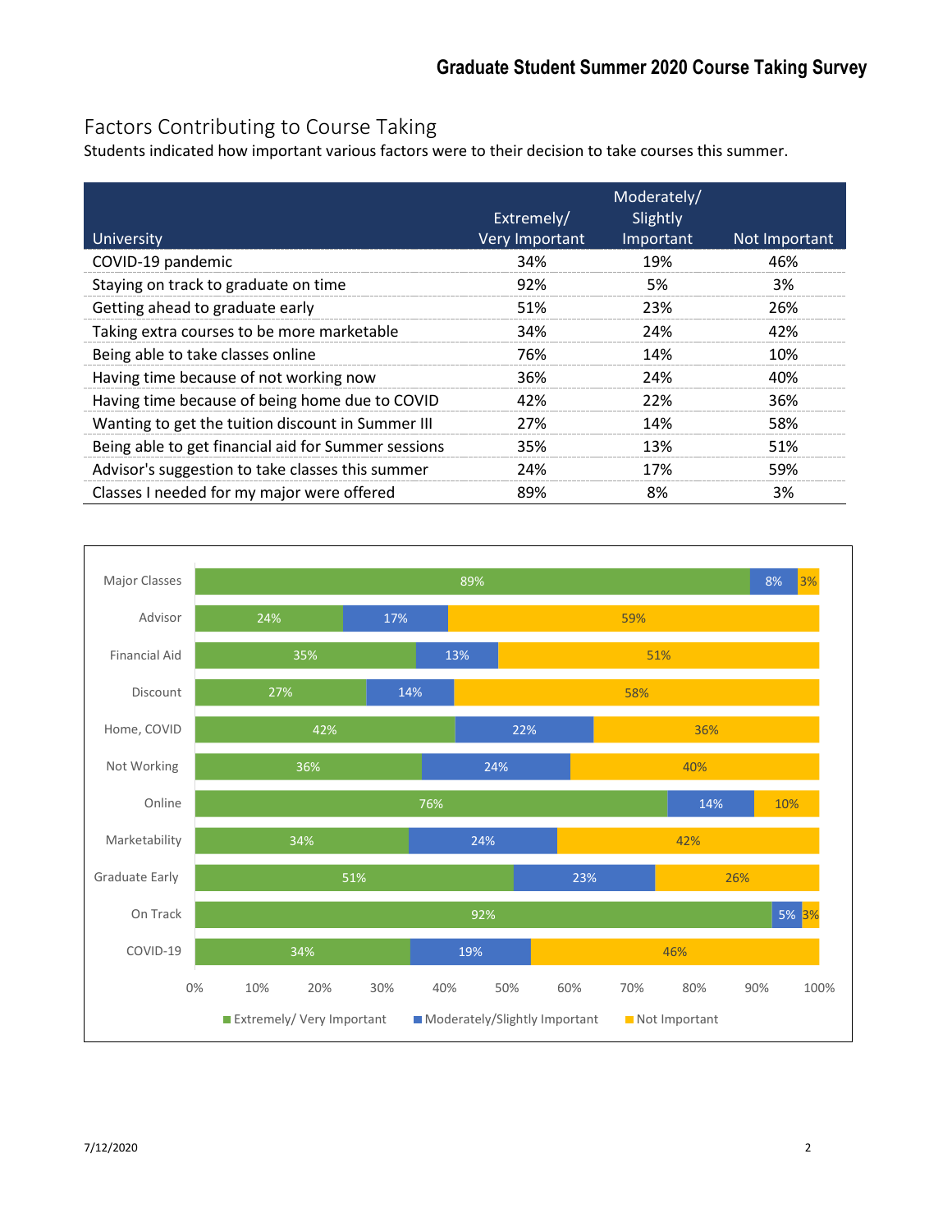## Factors Contributing to Course Taking

Students indicated how important various factors were to their decision to take courses this summer.

| University | Extremely/ Very Important | Moderately/ Slightly Important | Not Important |
|---|---|---|---|
| COVID-19 pandemic | 34% | 19% | 46% |
| Staying on track to graduate on time | 92% | 5% | 3% |
| Getting ahead to graduate early | 51% | 23% | 26% |
| Taking extra courses to be more marketable | 34% | 24% | 42% |
| Being able to take classes online | 76% | 14% | 10% |
| Having time because of not working now | 36% | 24% | 40% |
| Having time because of being home due to COVID | 42% | 22% | 36% |
| Wanting to get the tuition discount in Summer III | 27% | 14% | 58% |
| Being able to get financial aid for Summer sessions | 35% | 13% | 51% |
| Advisor's suggestion to take classes this summer | 24% | 17% | 59% |
| Classes I needed for my major were offered | 89% | 8% | 3% |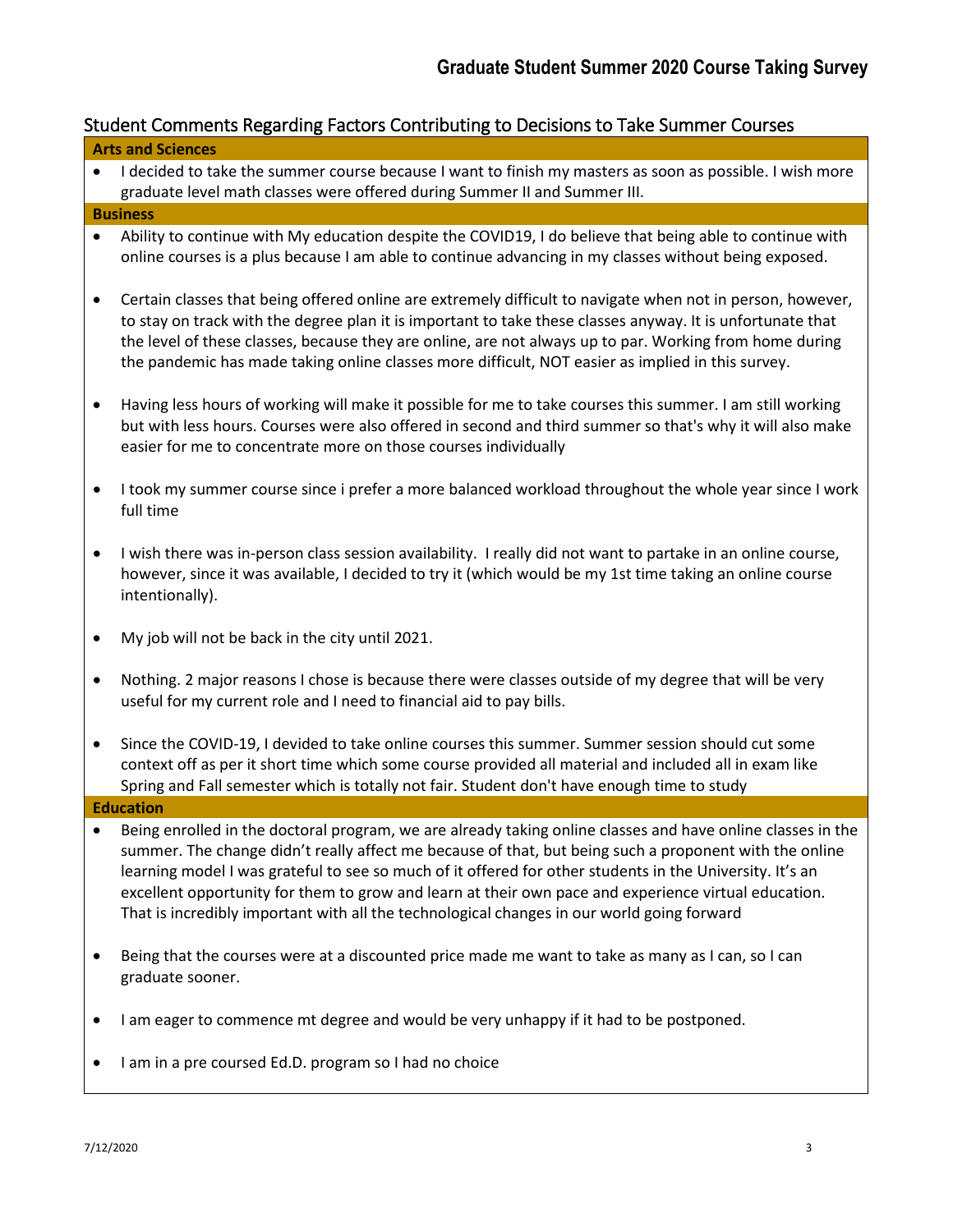## Student Comments Regarding Factors Contributing to Decisions to Take Summer Courses

### Arts and Sciences

- I decided to take the summer course because I want to finish my masters as soon as possible. I wish more graduate level math classes were offered during Summer II and Summer III.

### Business

- Ability to continue with My education despite the COVID19, I do believe that being able to continue with online courses is a plus because I am able to continue advancing in my classes without being exposed.
- Certain classes that being offered online are extremely difficult to navigate when not in person, however, to stay on track with the degree plan it is important to take these classes anyway. It is unfortunate that the level of these classes, because they are online, are not always up to par. Working from home during the pandemic has made taking online classes more difficult, NOT easier as implied in this survey.
- Having less hours of working will make it possible for me to take courses this summer. I am still working but with less hours. Courses were also offered in second and third summer so that's why it will also make easier for me to concentrate more on those courses individually
- I took my summer course since i prefer a more balanced workload throughout the whole year since I work full time
- I wish there was in-person class session availability. I really did not want to partake in an online course, however, since it was available, I decided to try it (which would be my 1st time taking an online course intentionally).
- My job will not be back in the city until 2021.
- Nothing. 2 major reasons I chose is because there were classes outside of my degree that will be very useful for my current role and I need to financial aid to pay bills.
- Since the COVID-19, I devided to take online courses this summer. Summer session should cut some context off as per it short time which some course provided all material and included all in exam like Spring and Fall semester which is totally not fair. Student don't have enough time to study

### Education

- Being enrolled in the doctoral program, we are already taking online classes and have online classes in the summer. The change didn't really affect me because of that, but being such a proponent with the online learning model I was grateful to see so much of it offered for other students in the University. It's an excellent opportunity for them to grow and learn at their own pace and experience virtual education. That is incredibly important with all the technological changes in our world going forward
- Being that the courses were at a discounted price made me want to take as many as I can, so I can graduate sooner.
- I am eager to commence mt degree and would be very unhappy if it had to be postponed.
- I am in a pre coursed Ed.D. program so I had no choice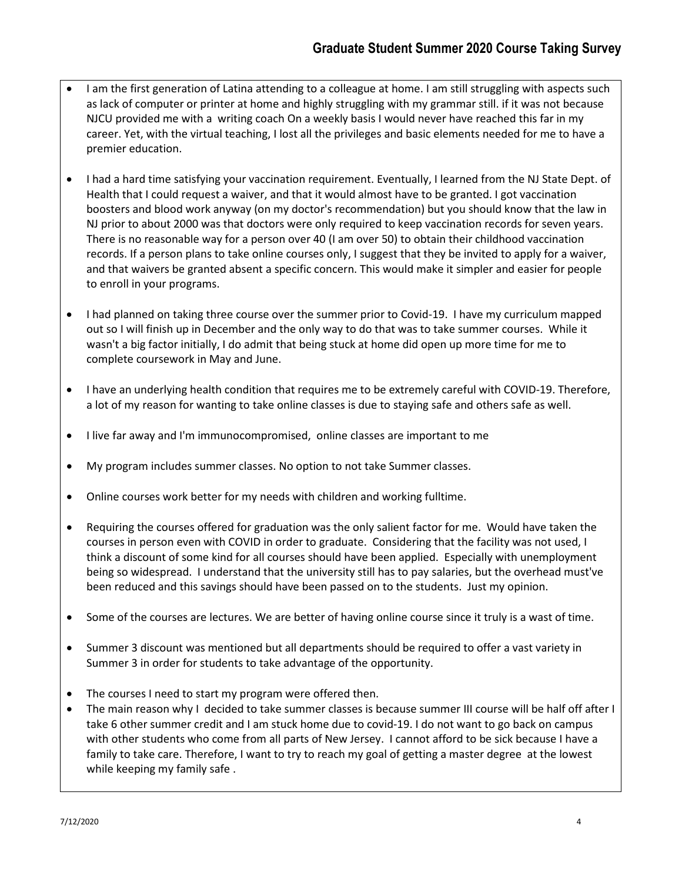- I am the first generation of Latina attending to a colleague at home. I am still struggling with aspects such as lack of computer or printer at home and highly struggling with my grammar still. if it was not because NJCU provided me with a  writing coach On a weekly basis I would never have reached this far in my career. Yet, with the virtual teaching, I lost all the privileges and basic elements needed for me to have a premier education.

- I had a hard time satisfying your vaccination requirement. Eventually, I learned from the NJ State Dept. of Health that I could request a waiver, and that it would almost have to be granted. I got vaccination boosters and blood work anyway (on my doctor's recommendation) but you should know that the law in NJ prior to about 2000 was that doctors were only required to keep vaccination records for seven years. There is no reasonable way for a person over 40 (I am over 50) to obtain their childhood vaccination records. If a person plans to take online courses only, I suggest that they be invited to apply for a waiver, and that waivers be granted absent a specific concern. This would make it simpler and easier for people to enroll in your programs.

- I had planned on taking three course over the summer prior to Covid-19.  I have my curriculum mapped out so I will finish up in December and the only way to do that was to take summer courses.  While it wasn't a big factor initially, I do admit that being stuck at home did open up more time for me to complete coursework in May and June.

- I have an underlying health condition that requires me to be extremely careful with COVID-19. Therefore, a lot of my reason for wanting to take online classes is due to staying safe and others safe as well.

- I live far away and I'm immunocompromised,  online classes are important to me

- My program includes summer classes. No option to not take Summer classes.

- Online courses work better for my needs with children and working fulltime.

- Requiring the courses offered for graduation was the only salient factor for me.  Would have taken the courses in person even with COVID in order to graduate.  Considering that the facility was not used, I think a discount of some kind for all courses should have been applied.  Especially with unemployment being so widespread.  I understand that the university still has to pay salaries, but the overhead must've been reduced and this savings should have been passed on to the students.  Just my opinion.

- Some of the courses are lectures. We are better of having online course since it truly is a wast of time.

- Summer 3 discount was mentioned but all departments should be required to offer a vast variety in Summer 3 in order for students to take advantage of the opportunity.

- The courses I need to start my program were offered then.
- The main reason why I  decided to take summer classes is because summer III course will be half off after I take 6 other summer credit and I am stuck home due to covid-19. I do not want to go back on campus with other students who come from all parts of New Jersey.  I cannot afford to be sick because I have a family to take care. Therefore, I want to try to reach my goal of getting a master degree  at the lowest while keeping my family safe .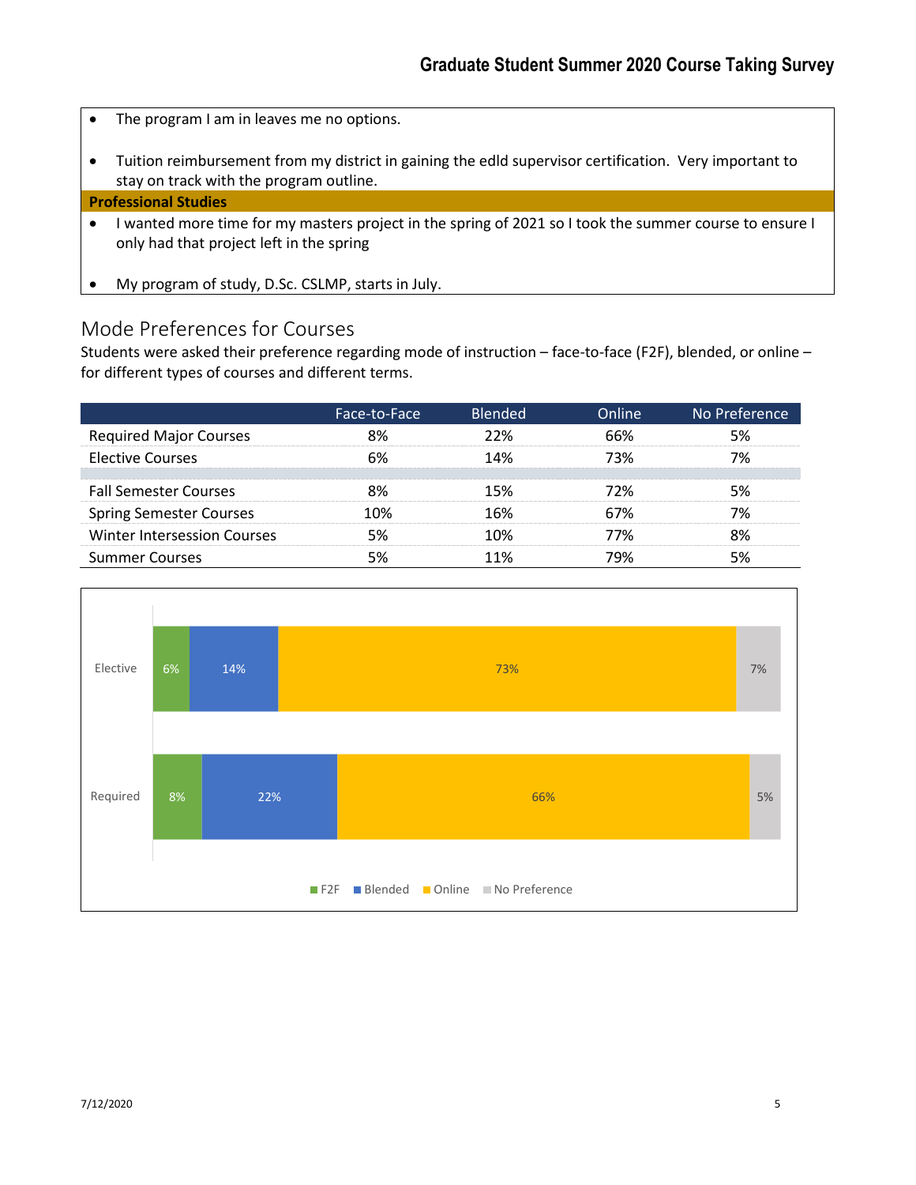- The program I am in leaves me no options.
- Tuition reimbursement from my district in gaining the edld supervisor certification. Very important to stay on track with the program outline.

**Professional Studies**

- I wanted more time for my masters project in the spring of 2021 so I took the summer course to ensure I only had that project left in the spring
- My program of study, D.Sc. CSLMP, starts in July.

## Mode Preferences for Courses

Students were asked their preference regarding mode of instruction – face-to-face (F2F), blended, or online – for different types of courses and different terms.

| | Face-to-Face | Blended | Online | No Preference |
|---|---|---|---|---|
| Required Major Courses | 8% | 22% | 66% | 5% |
| Elective Courses | 6% | 14% | 73% | 7% |
| Fall Semester Courses | 8% | 15% | 72% | 5% |
| Spring Semester Courses | 10% | 16% | 67% | 7% |
| Winter Intersession Courses | 5% | 10% | 77% | 8% |
| Summer Courses | 5% | 11% | 79% | 5% |

| | F2F | Blended | Online | No Preference |
|---|---|---|---|---|
| Elective | 6% | 14% | 73% | 7% |
| Required | 8% | 22% | 66% | 5% |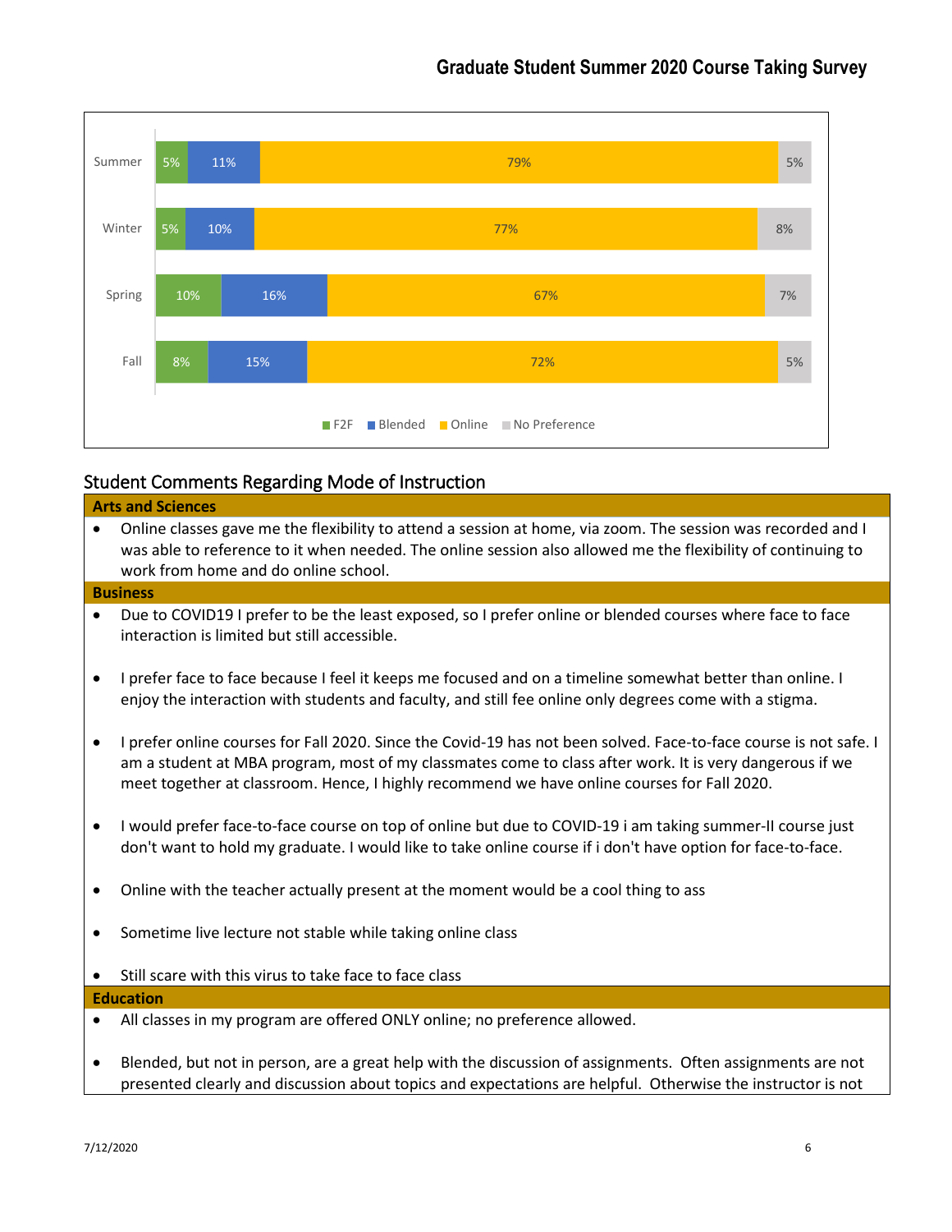| | F2F | Blended | Online | No Preference |
|---|---|---|---|---|
| Summer | 5% | 11% | 79% | 5% |
| Winter | 5% | 10% | 77% | 8% |
| Spring | 10% | 16% | 67% | 7% |
| Fall | 8% | 15% | 72% | 5% |

## Student Comments Regarding Mode of Instruction

**Arts and Sciences**

- Online classes gave me the flexibility to attend a session at home, via zoom. The session was recorded and I was able to reference to it when needed. The online session also allowed me the flexibility of continuing to work from home and do online school.

**Business**

- Due to COVID19 I prefer to be the least exposed, so I prefer online or blended courses where face to face interaction is limited but still accessible.

- I prefer face to face because I feel it keeps me focused and on a timeline somewhat better than online. I enjoy the interaction with students and faculty, and still fee online only degrees come with a stigma.

- I prefer online courses for Fall 2020. Since the Covid-19 has not been solved. Face-to-face course is not safe. I am a student at MBA program, most of my classmates come to class after work. It is very dangerous if we meet together at classroom. Hence, I highly recommend we have online courses for Fall 2020.

- I would prefer face-to-face course on top of online but due to COVID-19 i am taking summer-II course just don't want to hold my graduate. I would like to take online course if i don't have option for face-to-face.

- Online with the teacher actually present at the moment would be a cool thing to ass

- Sometime live lecture not stable while taking online class

- Still scare with this virus to take face to face class

**Education**

- All classes in my program are offered ONLY online; no preference allowed.

- Blended, but not in person, are a great help with the discussion of assignments. Often assignments are not presented clearly and discussion about topics and expectations are helpful. Otherwise the instructor is not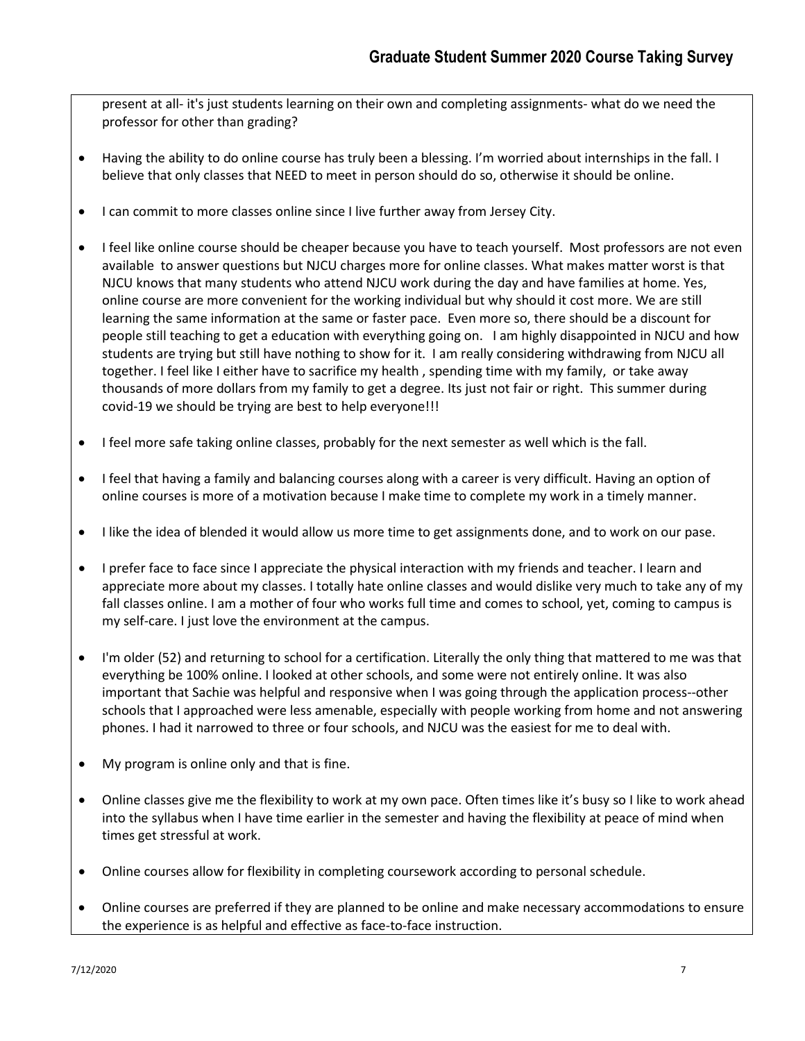present at all- it's just students learning on their own and completing assignments- what do we need the professor for other than grading?

- Having the ability to do online course has truly been a blessing. I'm worried about internships in the fall. I believe that only classes that NEED to meet in person should do so, otherwise it should be online.
- I can commit to more classes online since I live further away from Jersey City.
- I feel like online course should be cheaper because you have to teach yourself. Most professors are not even available to answer questions but NJCU charges more for online classes. What makes matter worst is that NJCU knows that many students who attend NJCU work during the day and have families at home. Yes, online course are more convenient for the working individual but why should it cost more. We are still learning the same information at the same or faster pace. Even more so, there should be a discount for people still teaching to get a education with everything going on. I am highly disappointed in NJCU and how students are trying but still have nothing to show for it. I am really considering withdrawing from NJCU all together. I feel like I either have to sacrifice my health , spending time with my family, or take away thousands of more dollars from my family to get a degree. Its just not fair or right. This summer during covid-19 we should be trying are best to help everyone!!!
- I feel more safe taking online classes, probably for the next semester as well which is the fall.
- I feel that having a family and balancing courses along with a career is very difficult. Having an option of online courses is more of a motivation because I make time to complete my work in a timely manner.
- I like the idea of blended it would allow us more time to get assignments done, and to work on our pase.
- I prefer face to face since I appreciate the physical interaction with my friends and teacher. I learn and appreciate more about my classes. I totally hate online classes and would dislike very much to take any of my fall classes online. I am a mother of four who works full time and comes to school, yet, coming to campus is my self-care. I just love the environment at the campus.
- I'm older (52) and returning to school for a certification. Literally the only thing that mattered to me was that everything be 100% online. I looked at other schools, and some were not entirely online. It was also important that Sachie was helpful and responsive when I was going through the application process--other schools that I approached were less amenable, especially with people working from home and not answering phones. I had it narrowed to three or four schools, and NJCU was the easiest for me to deal with.
- My program is online only and that is fine.
- Online classes give me the flexibility to work at my own pace. Often times like it's busy so I like to work ahead into the syllabus when I have time earlier in the semester and having the flexibility at peace of mind when times get stressful at work.
- Online courses allow for flexibility in completing coursework according to personal schedule.
- Online courses are preferred if they are planned to be online and make necessary accommodations to ensure the experience is as helpful and effective as face-to-face instruction.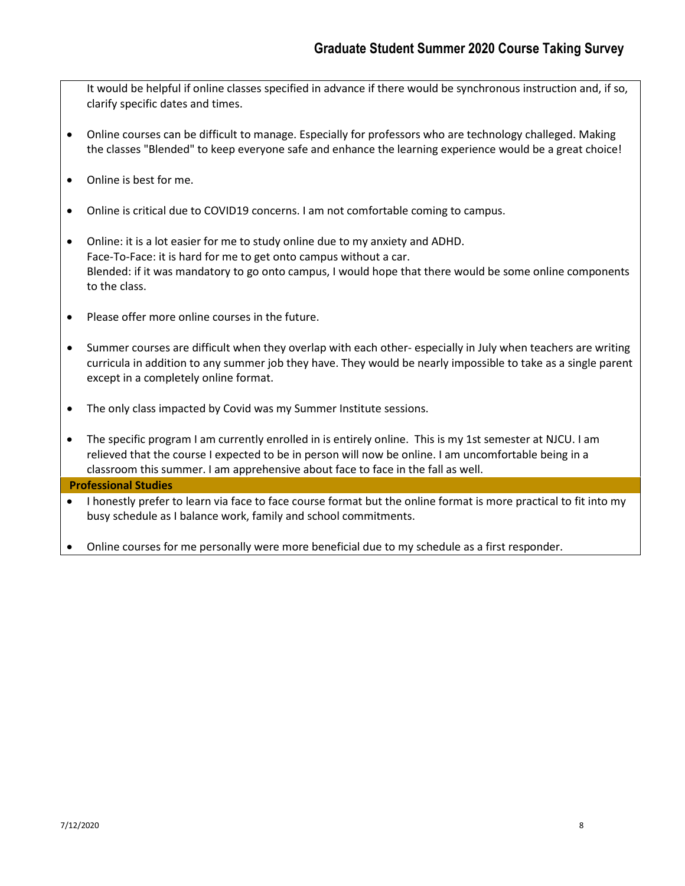It would be helpful if online classes specified in advance if there would be synchronous instruction and, if so, clarify specific dates and times.

- Online courses can be difficult to manage. Especially for professors who are technology challeged. Making the classes "Blended" to keep everyone safe and enhance the learning experience would be a great choice!

- Online is best for me.

- Online is critical due to COVID19 concerns. I am not comfortable coming to campus.

- Online: it is a lot easier for me to study online due to my anxiety and ADHD.
  Face-To-Face: it is hard for me to get onto campus without a car.
  Blended: if it was mandatory to go onto campus, I would hope that there would be some online components to the class.

- Please offer more online courses in the future.

- Summer courses are difficult when they overlap with each other- especially in July when teachers are writing curricula in addition to any summer job they have. They would be nearly impossible to take as a single parent except in a completely online format.

- The only class impacted by Covid was my Summer Institute sessions.

- The specific program I am currently enrolled in is entirely online. This is my 1st semester at NJCU. I am relieved that the course I expected to be in person will now be online. I am uncomfortable being in a classroom this summer. I am apprehensive about face to face in the fall as well.

**Professional Studies**

- I honestly prefer to learn via face to face course format but the online format is more practical to fit into my busy schedule as I balance work, family and school commitments.

- Online courses for me personally were more beneficial due to my schedule as a first responder.